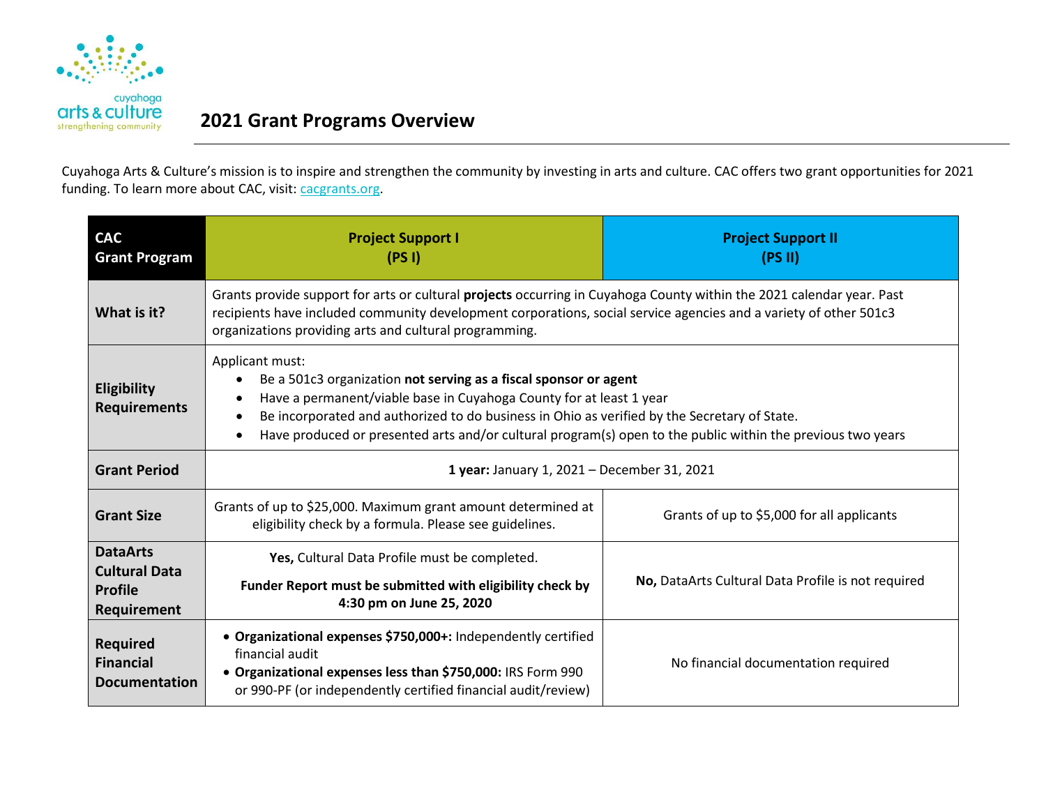# 2021 Grant Programs Overview

Cuyahoga Arts & Culture's mission is to inspire and strengthen the community by investing in arts and culture. CAC offers two grant opportunities for 2021 funding. To learn more about CAC, visit: cacgrants.org.

| CAC Grant Program | Project Support I (PS I) | Project Support II (PS II) |
|---|---|---|
| **What is it?** | Grants provide support for arts or cultural **projects** occurring in Cuyahoga County within the 2021 calendar year. Past recipients have included community development corporations, social service agencies and a variety of other 501c3 organizations providing arts and cultural programming. | |
| **Eligibility Requirements** | Applicant must:<br>• Be a 501c3 organization **not serving as a fiscal sponsor or agent**<br>• Have a permanent/viable base in Cuyahoga County for at least 1 year<br>• Be incorporated and authorized to do business in Ohio as verified by the Secretary of State.<br>• Have produced or presented arts and/or cultural program(s) open to the public within the previous two years | |
| **Grant Period** | **1 year:** January 1, 2021 – December 31, 2021 | |
| **Grant Size** | Grants of up to $25,000. Maximum grant amount determined at eligibility check by a formula. Please see guidelines. | Grants of up to $5,000 for all applicants |
| **DataArts Cultural Data Profile Requirement** | **Yes,** Cultural Data Profile must be completed.<br><br>**Funder Report must be submitted with eligibility check by 4:30 pm on June 25, 2020** | **No,** DataArts Cultural Data Profile is not required |
| **Required Financial Documentation** | • **Organizational expenses $750,000+:** Independently certified financial audit<br>• **Organizational expenses less than $750,000:** IRS Form 990 or 990-PF (or independently certified financial audit/review) | No financial documentation required |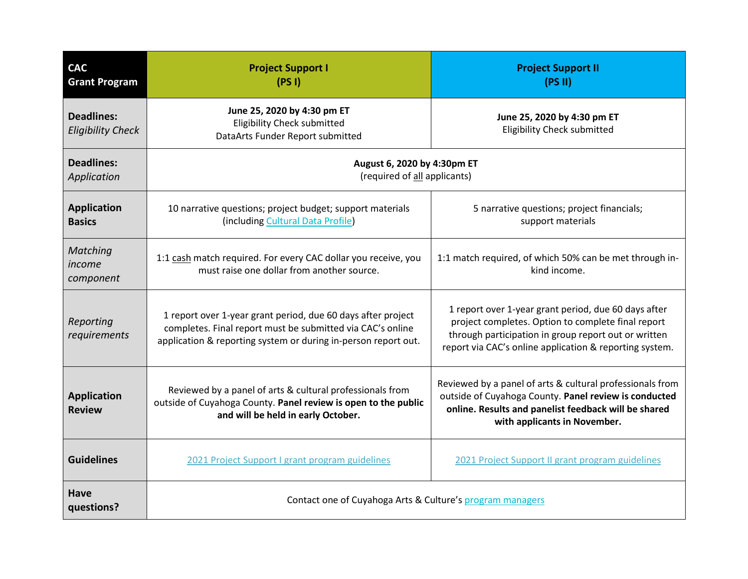| **CAC Grant Program** | **Project Support I (PS I)** | **Project Support II (PS II)** |
|---|---|---|
| **Deadlines:** *Eligibility Check* | **June 25, 2020 by 4:30 pm ET** Eligibility Check submitted DataArts Funder Report submitted | **June 25, 2020 by 4:30 pm ET** Eligibility Check submitted |
| **Deadlines:** *Application* | **August 6, 2020 by 4:30pm ET** (required of all applicants) | |
| **Application Basics** | 10 narrative questions; project budget; support materials (including Cultural Data Profile) | 5 narrative questions; project financials; support materials |
| *Matching income component* | 1:1 cash match required. For every CAC dollar you receive, you must raise one dollar from another source. | 1:1 match required, of which 50% can be met through in-kind income. |
| *Reporting requirements* | 1 report over 1-year grant period, due 60 days after project completes. Final report must be submitted via CAC's online application & reporting system or during in-person report out. | 1 report over 1-year grant period, due 60 days after project completes. Option to complete final report through participation in group report out or written report via CAC's online application & reporting system. |
| **Application Review** | Reviewed by a panel of arts & cultural professionals from outside of Cuyahoga County. **Panel review is open to the public and will be held in early October.** | Reviewed by a panel of arts & cultural professionals from outside of Cuyahoga County. **Panel review is conducted online. Results and panelist feedback will be shared with applicants in November.** |
| **Guidelines** | 2021 Project Support I grant program guidelines | 2021 Project Support II grant program guidelines |
| **Have questions?** | Contact one of Cuyahoga Arts & Culture's program managers | |